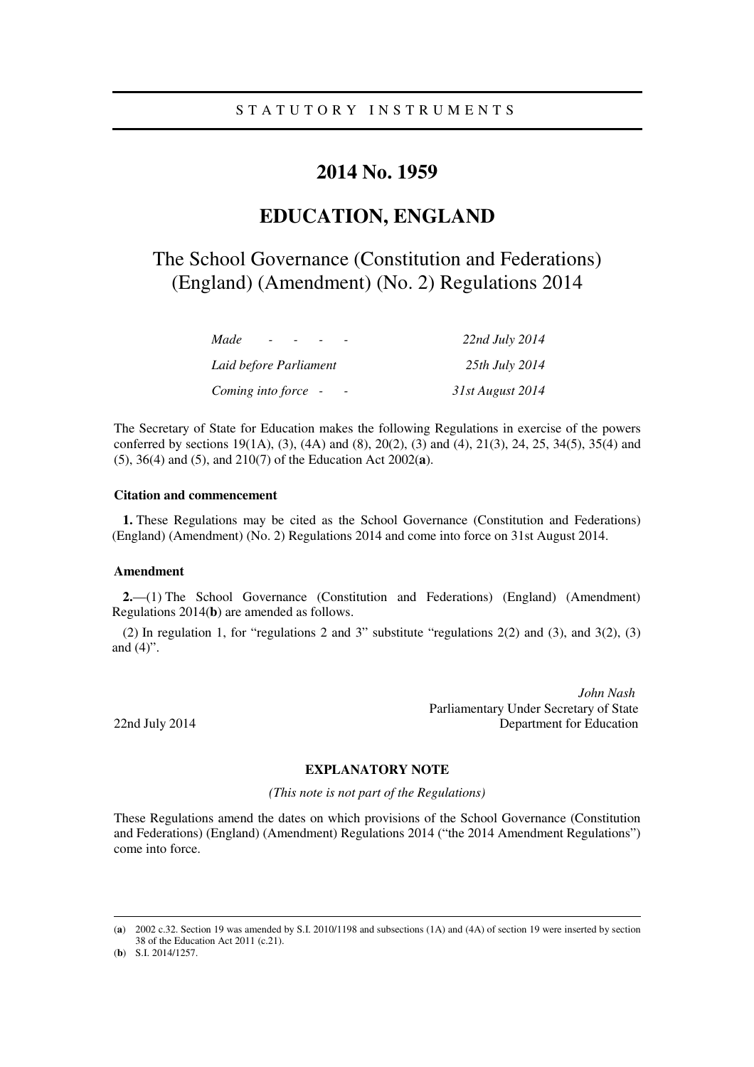STATUTORY INSTRUMENTS

# 2014 No. 1959

# EDUCATION, ENGLAND

## The School Governance (Constitution and Federations) (England) (Amendment) (No. 2) Regulations 2014

| | |
|---|---|
| *Made - - - -* | *22nd July 2014* |
| *Laid before Parliament* | *25th July 2014* |
| *Coming into force - -* | *31st August 2014* |

The Secretary of State for Education makes the following Regulations in exercise of the powers conferred by sections 19(1A), (3), (4A) and (8), 20(2), (3) and (4), 21(3), 24, 25, 34(5), 35(4) and (5), 36(4) and (5), and 210(7) of the Education Act 2002(**a**).

### Citation and commencement

**1.** These Regulations may be cited as the School Governance (Constitution and Federations) (England) (Amendment) (No. 2) Regulations 2014 and come into force on 31st August 2014.

### Amendment

**2.**—(1) The School Governance (Constitution and Federations) (England) (Amendment) Regulations 2014(**b**) are amended as follows.

(2) In regulation 1, for "regulations 2 and 3" substitute "regulations 2(2) and (3), and 3(2), (3) and (4)".

*John Nash*
Parliamentary Under Secretary of State
Department for Education

22nd July 2014

### EXPLANATORY NOTE

*(This note is not part of the Regulations)*

These Regulations amend the dates on which provisions of the School Governance (Constitution and Federations) (England) (Amendment) Regulations 2014 ("the 2014 Amendment Regulations") come into force.

---

(**a**) 2002 c.32. Section 19 was amended by S.I. 2010/1198 and subsections (1A) and (4A) of section 19 were inserted by section 38 of the Education Act 2011 (c.21).

(**b**) S.I. 2014/1257.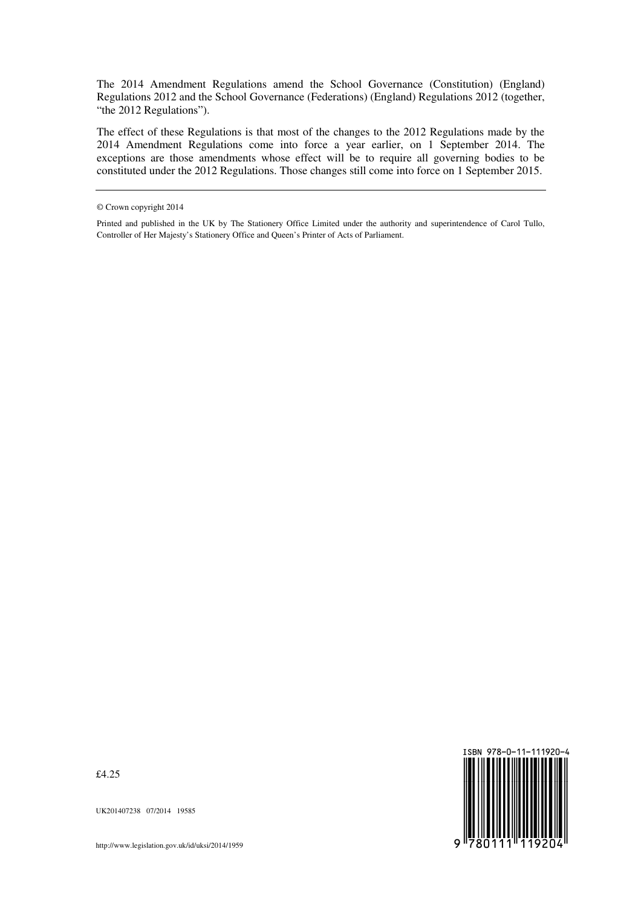The 2014 Amendment Regulations amend the School Governance (Constitution) (England) Regulations 2012 and the School Governance (Federations) (England) Regulations 2012 (together, "the 2012 Regulations").

The effect of these Regulations is that most of the changes to the 2012 Regulations made by the 2014 Amendment Regulations come into force a year earlier, on 1 September 2014. The exceptions are those amendments whose effect will be to require all governing bodies to be constituted under the 2012 Regulations. Those changes still come into force on 1 September 2015.

---

© Crown copyright 2014

Printed and published in the UK by The Stationery Office Limited under the authority and superintendence of Carol Tullo, Controller of Her Majesty's Stationery Office and Queen's Printer of Acts of Parliament.

£4.25

UK201407238 07/2014 19585

http://www.legislation.gov.uk/id/uksi/2014/1959

ISBN 978-0-11-111920-4